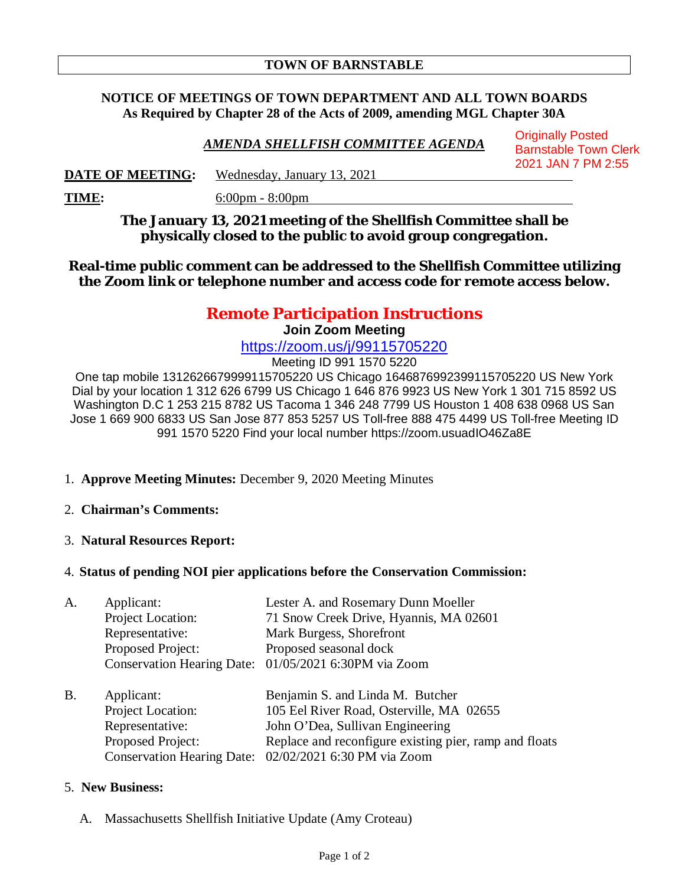# TOWN OF BARNSTABLE

**NOTICE OF MEETINGS OF TOWN DEPARTMENT AND ALL TOWN BOARDS**
**As Required by Chapter 28 of the Acts of 2009, amending MGL Chapter 30A**

***AMENDA SHELLFISH COMMITTEE AGENDA***

Originally Posted
Barnstable Town Clerk
2021 JAN 7 PM 2:55

**DATE OF MEETING:** Wednesday, January 13, 2021

**TIME:** 6:00pm - 8:00pm

**The January 13, 2021 meeting of the Shellfish Committee shall be physically closed to the public to avoid group congregation.**

**Real-time public comment can be addressed to the Shellfish Committee utilizing the Zoom link or telephone number and access code for remote access below.**

## Remote Participation Instructions

**Join Zoom Meeting**

https://zoom.us/j/99115705220

Meeting ID 991 1570 5220

One tap mobile 13126266799991157052​20 US Chicago 16468769923991157052​20 US New York Dial by your location 1 312 626 6799 US Chicago 1 646 876 9923 US New York 1 301 715 8592 US Washington D.C 1 253 215 8782 US Tacoma 1 346 248 7799 US Houston 1 408 638 0968 US San Jose 1 669 900 6833 US San Jose 877 853 5257 US Toll-free 888 475 4499 US Toll-free Meeting ID 991 1570 5220 Find your local number https://zoom.usuadIO46Za8E

1. **Approve Meeting Minutes:** December 9, 2020 Meeting Minutes

2. **Chairman's Comments:**

3. **Natural Resources Report:**

4. **Status of pending NOI pier applications before the Conservation Commission:**

A. Applicant: Lester A. and Rosemary Dunn Moeller
Project Location: 71 Snow Creek Drive, Hyannis, MA 02601
Representative: Mark Burgess, Shorefront
Proposed Project: Proposed seasonal dock
Conservation Hearing Date: 01/05/2021 6:30PM via Zoom

B. Applicant: Benjamin S. and Linda M. Butcher
Project Location: 105 Eel River Road, Osterville, MA 02655
Representative: John O'Dea, Sullivan Engineering
Proposed Project: Replace and reconfigure existing pier, ramp and floats
Conservation Hearing Date: 02/02/2021 6:30 PM via Zoom

5. **New Business:**

   A. Massachusetts Shellfish Initiative Update (Amy Croteau)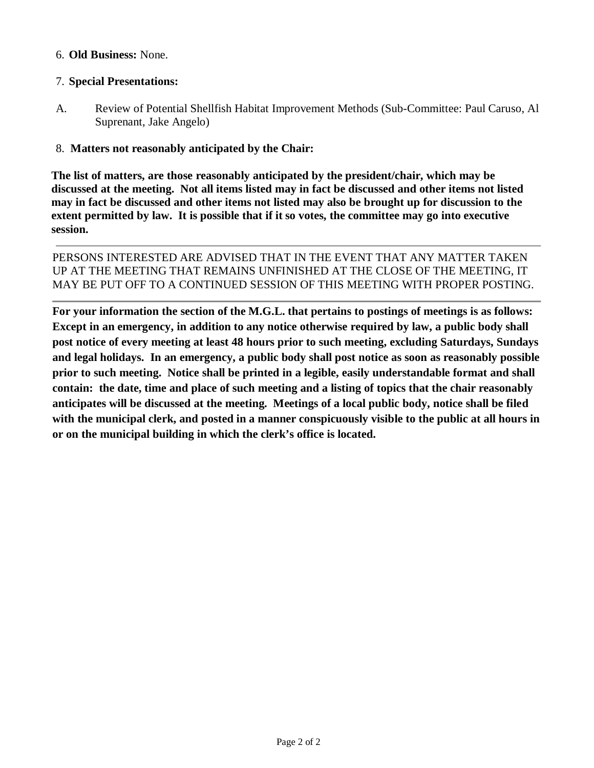6. **Old Business:** None.

7. **Special Presentations:**

A. Review of Potential Shellfish Habitat Improvement Methods (Sub-Committee: Paul Caruso, Al Suprenant, Jake Angelo)

8. **Matters not reasonably anticipated by the Chair:**

**The list of matters, are those reasonably anticipated by the president/chair, which may be discussed at the meeting. Not all items listed may in fact be discussed and other items not listed may in fact be discussed and other items not listed may also be brought up for discussion to the extent permitted by law. It is possible that if it so votes, the committee may go into executive session.**

---

PERSONS INTERESTED ARE ADVISED THAT IN THE EVENT THAT ANY MATTER TAKEN UP AT THE MEETING THAT REMAINS UNFINISHED AT THE CLOSE OF THE MEETING, IT MAY BE PUT OFF TO A CONTINUED SESSION OF THIS MEETING WITH PROPER POSTING.

---

**For your information the section of the M.G.L. that pertains to postings of meetings is as follows: Except in an emergency, in addition to any notice otherwise required by law, a public body shall post notice of every meeting at least 48 hours prior to such meeting, excluding Saturdays, Sundays and legal holidays. In an emergency, a public body shall post notice as soon as reasonably possible prior to such meeting. Notice shall be printed in a legible, easily understandable format and shall contain: the date, time and place of such meeting and a listing of topics that the chair reasonably anticipates will be discussed at the meeting. Meetings of a local public body, notice shall be filed with the municipal clerk, and posted in a manner conspicuously visible to the public at all hours in or on the municipal building in which the clerk's office is located.**